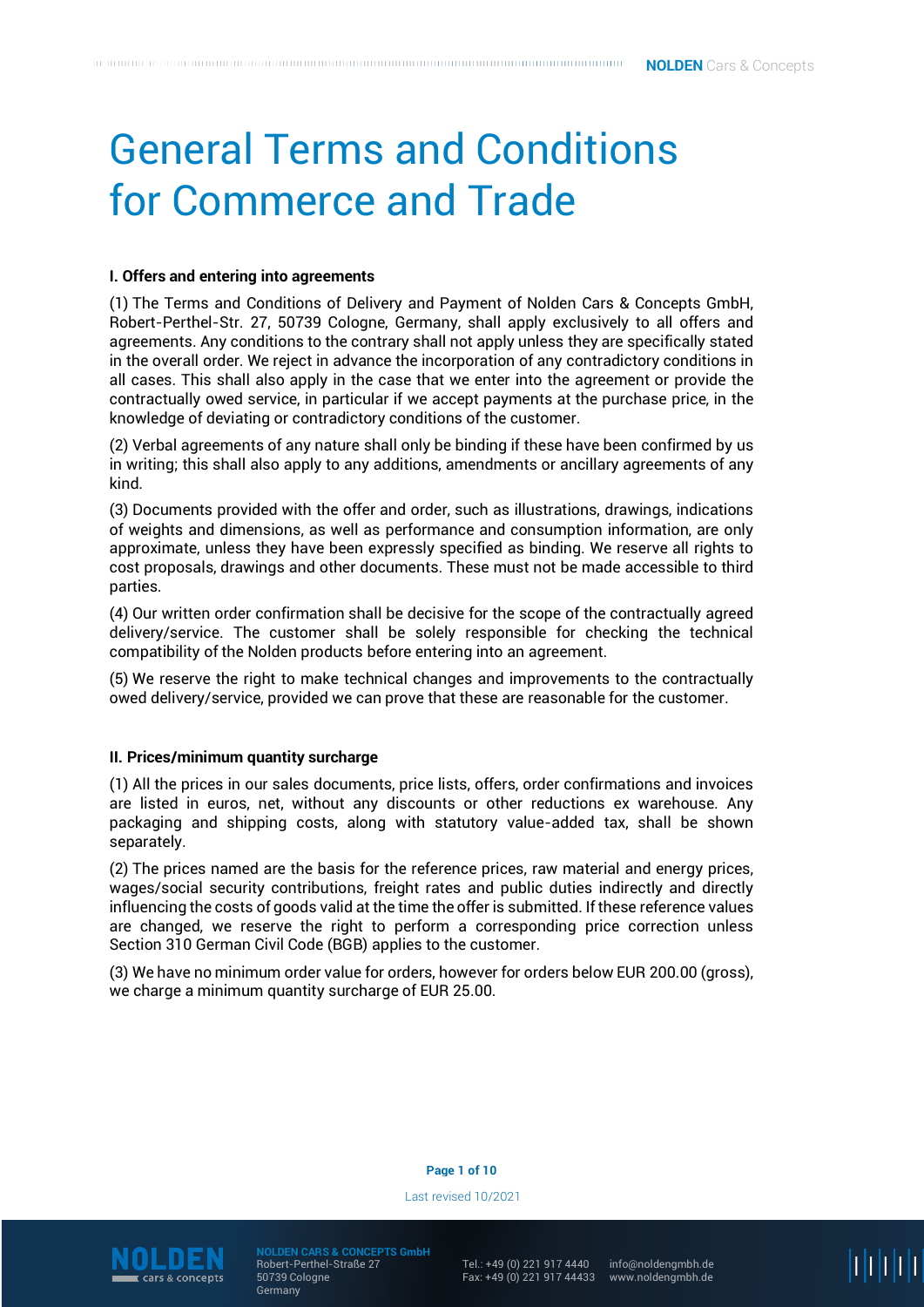# General Terms and Conditions for Commerce and Trade

### I. Offers and entering into agreements

(1) The Terms and Conditions of Delivery and Payment of Nolden Cars & Concepts GmbH, Robert-Perthel-Str. 27, 50739 Cologne, Germany, shall apply exclusively to all offers and agreements. Any conditions to the contrary shall not apply unless they are specifically stated in the overall order. We reject in advance the incorporation of any contradictory conditions in all cases. This shall also apply in the case that we enter into the agreement or provide the contractually owed service, in particular if we accept payments at the purchase price, in the knowledge of deviating or contradictory conditions of the customer.

(2) Verbal agreements of any nature shall only be binding if these have been confirmed by us in writing; this shall also apply to any additions, amendments or ancillary agreements of any kind.

(3) Documents provided with the offer and order, such as illustrations, drawings, indications of weights and dimensions, as well as performance and consumption information, are only approximate, unless they have been expressly specified as binding. We reserve all rights to cost proposals, drawings and other documents. These must not be made accessible to third parties.

(4) Our written order confirmation shall be decisive for the scope of the contractually agreed delivery/service. The customer shall be solely responsible for checking the technical compatibility of the Nolden products before entering into an agreement.

(5) We reserve the right to make technical changes and improvements to the contractually owed delivery/service, provided we can prove that these are reasonable for the customer.

### II. Prices/minimum quantity surcharge

(1) All the prices in our sales documents, price lists, offers, order confirmations and invoices are listed in euros, net, without any discounts or other reductions ex warehouse. Any packaging and shipping costs, along with statutory value-added tax, shall be shown separately.

(2) The prices named are the basis for the reference prices, raw material and energy prices, wages/social security contributions, freight rates and public duties indirectly and directly influencing the costs of goods valid at the time the offer is submitted. If these reference values are changed, we reserve the right to perform a corresponding price correction unless Section 310 German Civil Code (BGB) applies to the customer.

(3) We have no minimum order value for orders, however for orders below EUR 200.00 (gross), we charge a minimum quantity surcharge of EUR 25.00.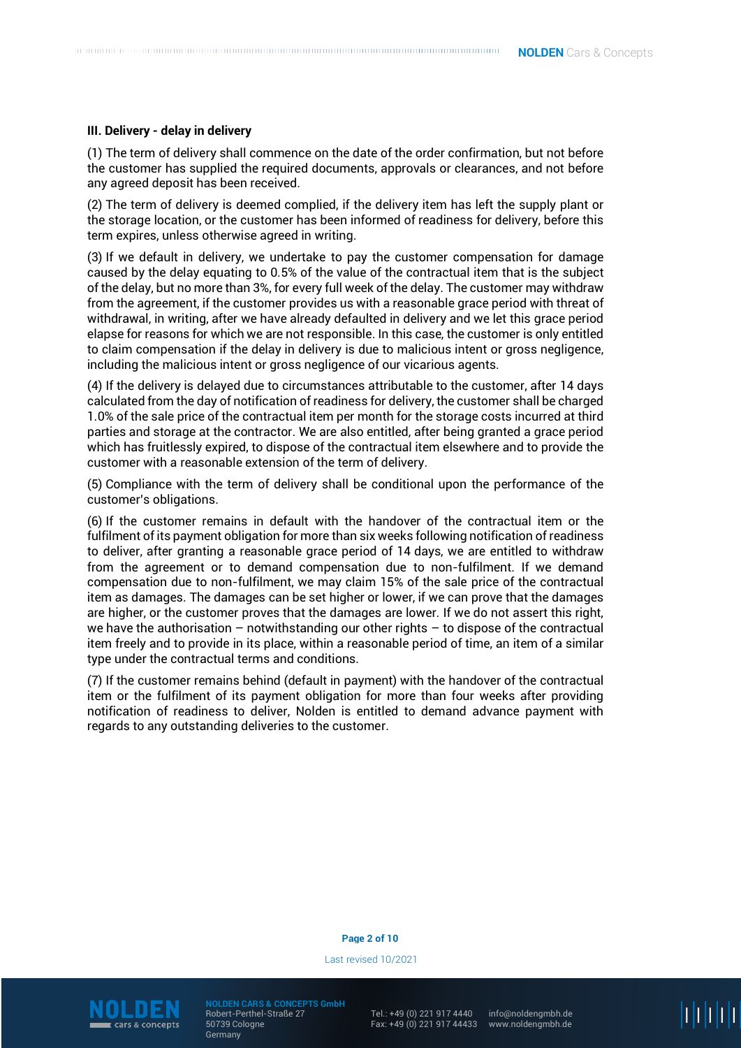### III. Delivery - delay in delivery

(1) The term of delivery shall commence on the date of the order confirmation, but not before the customer has supplied the required documents, approvals or clearances, and not before any agreed deposit has been received.

(2) The term of delivery is deemed complied, if the delivery item has left the supply plant or the storage location, or the customer has been informed of readiness for delivery, before this term expires, unless otherwise agreed in writing.

(3) If we default in delivery, we undertake to pay the customer compensation for damage caused by the delay equating to 0.5% of the value of the contractual item that is the subject of the delay, but no more than 3%, for every full week of the delay. The customer may withdraw from the agreement, if the customer provides us with a reasonable grace period with threat of withdrawal, in writing, after we have already defaulted in delivery and we let this grace period elapse for reasons for which we are not responsible. In this case, the customer is only entitled to claim compensation if the delay in delivery is due to malicious intent or gross negligence, including the malicious intent or gross negligence of our vicarious agents.

(4) If the delivery is delayed due to circumstances attributable to the customer, after 14 days calculated from the day of notification of readiness for delivery, the customer shall be charged 1.0% of the sale price of the contractual item per month for the storage costs incurred at third parties and storage at the contractor. We are also entitled, after being granted a grace period which has fruitlessly expired, to dispose of the contractual item elsewhere and to provide the customer with a reasonable extension of the term of delivery.

(5) Compliance with the term of delivery shall be conditional upon the performance of the customer's obligations.

(6) If the customer remains in default with the handover of the contractual item or the fulfilment of its payment obligation for more than six weeks following notification of readiness to deliver, after granting a reasonable grace period of 14 days, we are entitled to withdraw from the agreement or to demand compensation due to non-fulfilment. If we demand compensation due to non-fulfilment, we may claim 15% of the sale price of the contractual item as damages. The damages can be set higher or lower, if we can prove that the damages are higher, or the customer proves that the damages are lower. If we do not assert this right, we have the authorisation – notwithstanding our other rights – to dispose of the contractual item freely and to provide in its place, within a reasonable period of time, an item of a similar type under the contractual terms and conditions.

(7) If the customer remains behind (default in payment) with the handover of the contractual item or the fulfilment of its payment obligation for more than four weeks after providing notification of readiness to deliver, Nolden is entitled to demand advance payment with regards to any outstanding deliveries to the customer.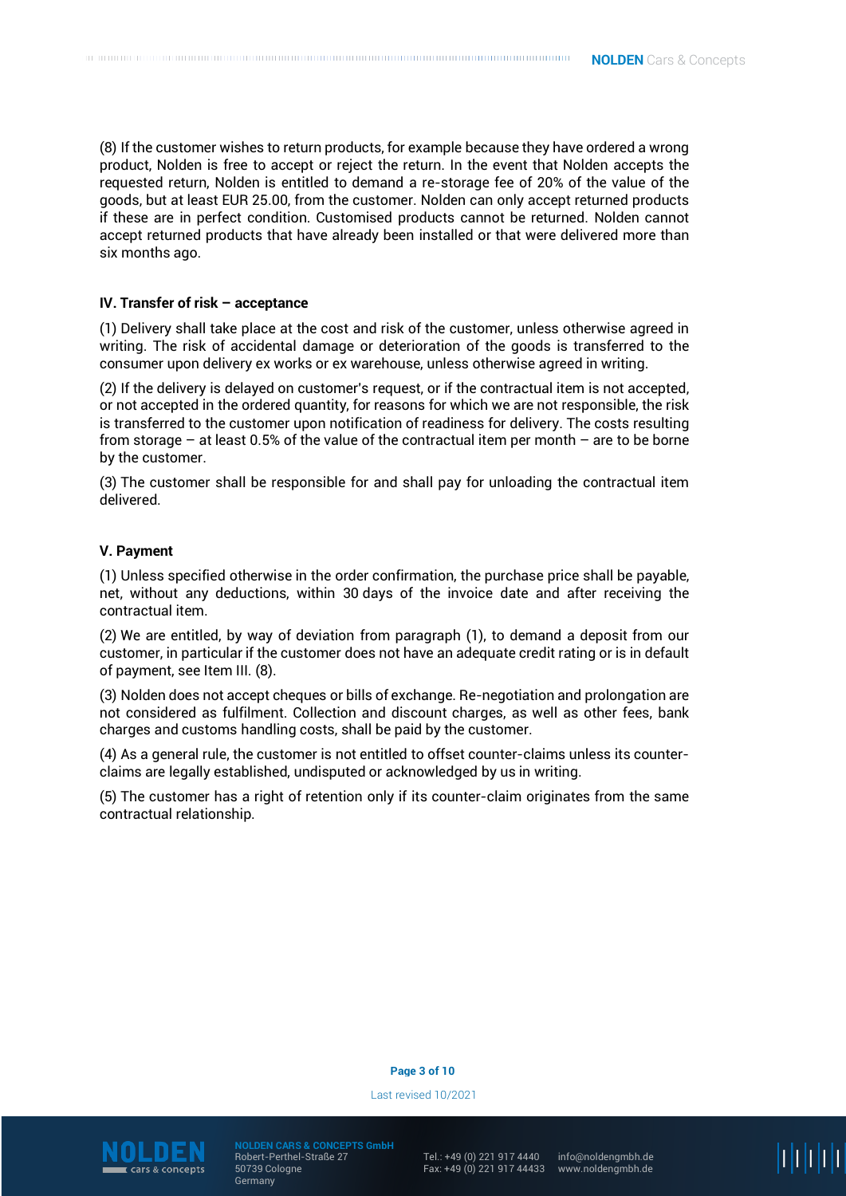(8) If the customer wishes to return products, for example because they have ordered a wrong product, Nolden is free to accept or reject the return. In the event that Nolden accepts the requested return, Nolden is entitled to demand a re-storage fee of 20% of the value of the goods, but at least EUR 25.00, from the customer. Nolden can only accept returned products if these are in perfect condition. Customised products cannot be returned. Nolden cannot accept returned products that have already been installed or that were delivered more than six months ago.

### IV. Transfer of risk – acceptance

(1) Delivery shall take place at the cost and risk of the customer, unless otherwise agreed in writing. The risk of accidental damage or deterioration of the goods is transferred to the consumer upon delivery ex works or ex warehouse, unless otherwise agreed in writing.

(2) If the delivery is delayed on customer's request, or if the contractual item is not accepted, or not accepted in the ordered quantity, for reasons for which we are not responsible, the risk is transferred to the customer upon notification of readiness for delivery. The costs resulting from storage – at least 0.5% of the value of the contractual item per month – are to be borne by the customer.

(3) The customer shall be responsible for and shall pay for unloading the contractual item delivered.

### V. Payment

(1) Unless specified otherwise in the order confirmation, the purchase price shall be payable, net, without any deductions, within 30 days of the invoice date and after receiving the contractual item.

(2) We are entitled, by way of deviation from paragraph (1), to demand a deposit from our customer, in particular if the customer does not have an adequate credit rating or is in default of payment, see Item III. (8).

(3) Nolden does not accept cheques or bills of exchange. Re-negotiation and prolongation are not considered as fulfilment. Collection and discount charges, as well as other fees, bank charges and customs handling costs, shall be paid by the customer.

(4) As a general rule, the customer is not entitled to offset counter-claims unless its counter-claims are legally established, undisputed or acknowledged by us in writing.

(5) The customer has a right of retention only if its counter-claim originates from the same contractual relationship.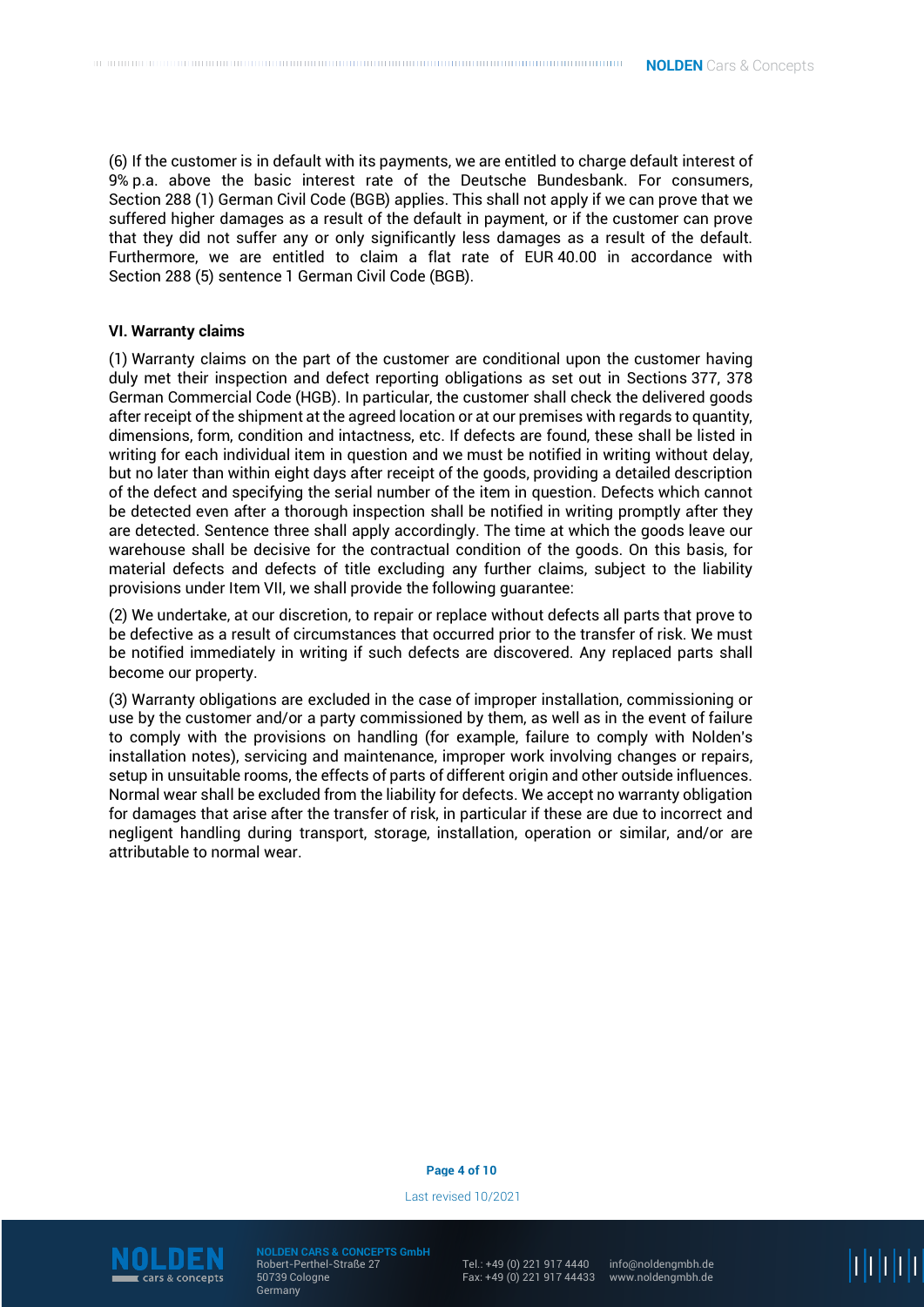(6) If the customer is in default with its payments, we are entitled to charge default interest of 9% p.a. above the basic interest rate of the Deutsche Bundesbank. For consumers, Section 288 (1) German Civil Code (BGB) applies. This shall not apply if we can prove that we suffered higher damages as a result of the default in payment, or if the customer can prove that they did not suffer any or only significantly less damages as a result of the default. Furthermore, we are entitled to claim a flat rate of EUR 40.00 in accordance with Section 288 (5) sentence 1 German Civil Code (BGB).

**VI. Warranty claims**

(1) Warranty claims on the part of the customer are conditional upon the customer having duly met their inspection and defect reporting obligations as set out in Sections 377, 378 German Commercial Code (HGB). In particular, the customer shall check the delivered goods after receipt of the shipment at the agreed location or at our premises with regards to quantity, dimensions, form, condition and intactness, etc. If defects are found, these shall be listed in writing for each individual item in question and we must be notified in writing without delay, but no later than within eight days after receipt of the goods, providing a detailed description of the defect and specifying the serial number of the item in question. Defects which cannot be detected even after a thorough inspection shall be notified in writing promptly after they are detected. Sentence three shall apply accordingly. The time at which the goods leave our warehouse shall be decisive for the contractual condition of the goods. On this basis, for material defects and defects of title excluding any further claims, subject to the liability provisions under Item VII, we shall provide the following guarantee:

(2) We undertake, at our discretion, to repair or replace without defects all parts that prove to be defective as a result of circumstances that occurred prior to the transfer of risk. We must be notified immediately in writing if such defects are discovered. Any replaced parts shall become our property.

(3) Warranty obligations are excluded in the case of improper installation, commissioning or use by the customer and/or a party commissioned by them, as well as in the event of failure to comply with the provisions on handling (for example, failure to comply with Nolden's installation notes), servicing and maintenance, improper work involving changes or repairs, setup in unsuitable rooms, the effects of parts of different origin and other outside influences. Normal wear shall be excluded from the liability for defects. We accept no warranty obligation for damages that arise after the transfer of risk, in particular if these are due to incorrect and negligent handling during transport, storage, installation, operation or similar, and/or are attributable to normal wear.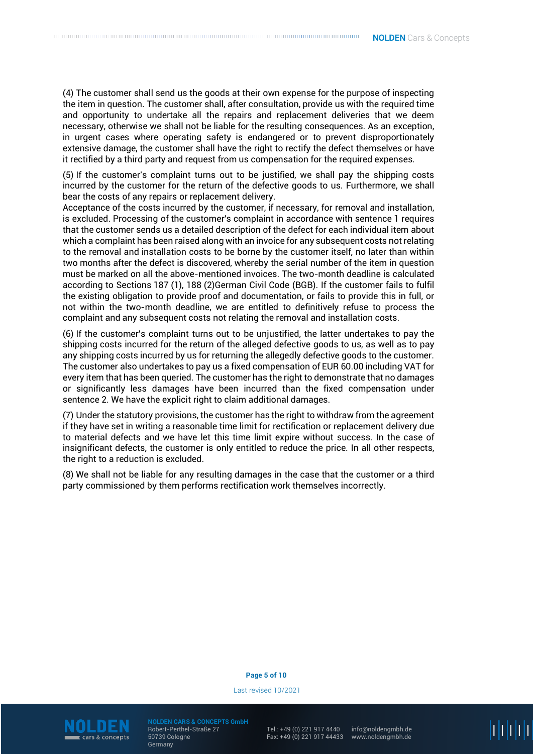(4) The customer shall send us the goods at their own expense for the purpose of inspecting the item in question. The customer shall, after consultation, provide us with the required time and opportunity to undertake all the repairs and replacement deliveries that we deem necessary, otherwise we shall not be liable for the resulting consequences. As an exception, in urgent cases where operating safety is endangered or to prevent disproportionately extensive damage, the customer shall have the right to rectify the defect themselves or have it rectified by a third party and request from us compensation for the required expenses.

(5) If the customer's complaint turns out to be justified, we shall pay the shipping costs incurred by the customer for the return of the defective goods to us. Furthermore, we shall bear the costs of any repairs or replacement delivery.
Acceptance of the costs incurred by the customer, if necessary, for removal and installation, is excluded. Processing of the customer's complaint in accordance with sentence 1 requires that the customer sends us a detailed description of the defect for each individual item about which a complaint has been raised along with an invoice for any subsequent costs not relating to the removal and installation costs to be borne by the customer itself, no later than within two months after the defect is discovered, whereby the serial number of the item in question must be marked on all the above-mentioned invoices. The two-month deadline is calculated according to Sections 187 (1), 188 (2)German Civil Code (BGB). If the customer fails to fulfil the existing obligation to provide proof and documentation, or fails to provide this in full, or not within the two-month deadline, we are entitled to definitively refuse to process the complaint and any subsequent costs not relating the removal and installation costs.

(6) If the customer's complaint turns out to be unjustified, the latter undertakes to pay the shipping costs incurred for the return of the alleged defective goods to us, as well as to pay any shipping costs incurred by us for returning the allegedly defective goods to the customer. The customer also undertakes to pay us a fixed compensation of EUR 60.00 including VAT for every item that has been queried. The customer has the right to demonstrate that no damages or significantly less damages have been incurred than the fixed compensation under sentence 2. We have the explicit right to claim additional damages.

(7) Under the statutory provisions, the customer has the right to withdraw from the agreement if they have set in writing a reasonable time limit for rectification or replacement delivery due to material defects and we have let this time limit expire without success. In the case of insignificant defects, the customer is only entitled to reduce the price. In all other respects, the right to a reduction is excluded.

(8) We shall not be liable for any resulting damages in the case that the customer or a third party commissioned by them performs rectification work themselves incorrectly.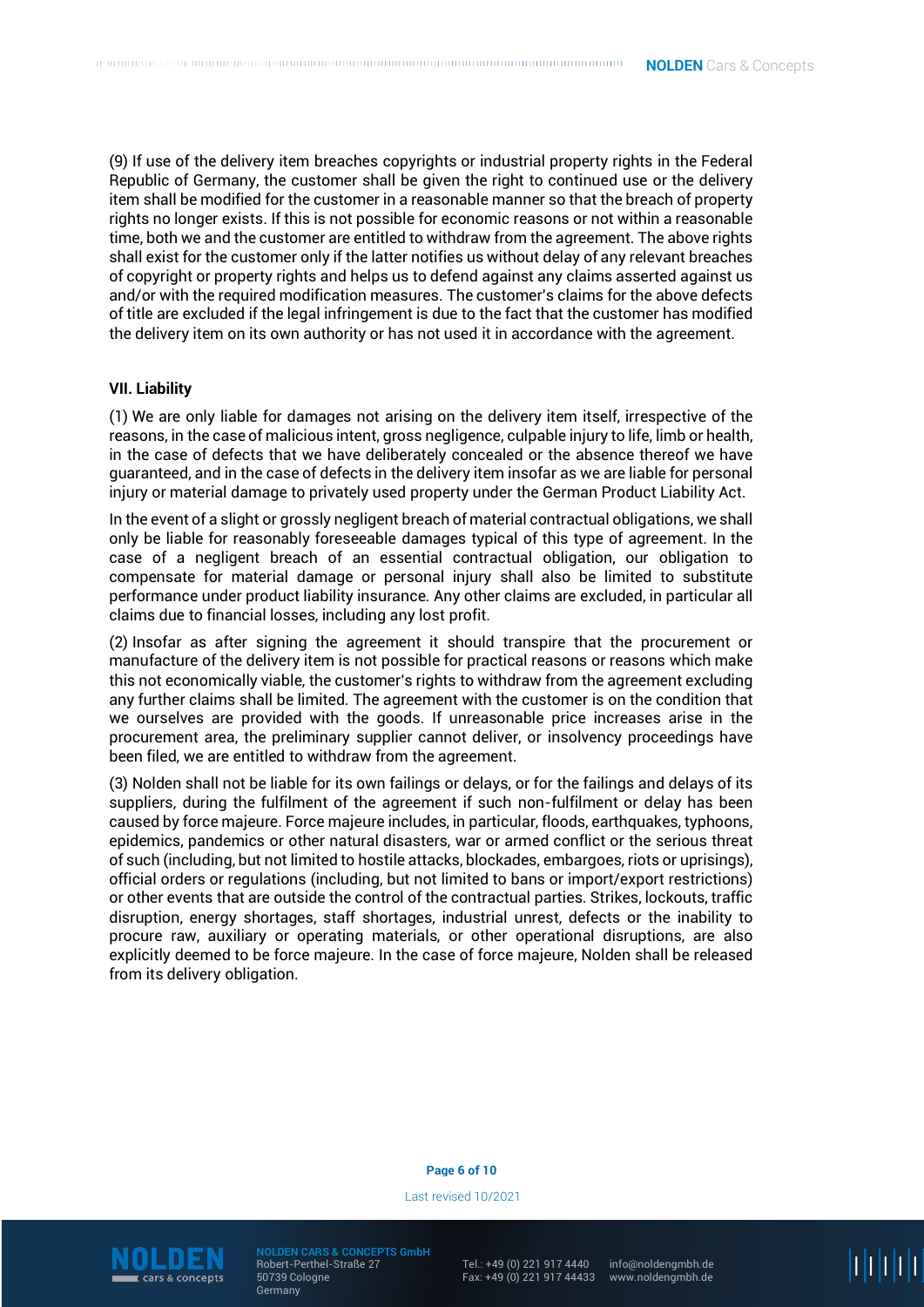(9) If use of the delivery item breaches copyrights or industrial property rights in the Federal Republic of Germany, the customer shall be given the right to continued use or the delivery item shall be modified for the customer in a reasonable manner so that the breach of property rights no longer exists. If this is not possible for economic reasons or not within a reasonable time, both we and the customer are entitled to withdraw from the agreement. The above rights shall exist for the customer only if the latter notifies us without delay of any relevant breaches of copyright or property rights and helps us to defend against any claims asserted against us and/or with the required modification measures. The customer's claims for the above defects of title are excluded if the legal infringement is due to the fact that the customer has modified the delivery item on its own authority or has not used it in accordance with the agreement.

**VII. Liability**

(1) We are only liable for damages not arising on the delivery item itself, irrespective of the reasons, in the case of malicious intent, gross negligence, culpable injury to life, limb or health, in the case of defects that we have deliberately concealed or the absence thereof we have guaranteed, and in the case of defects in the delivery item insofar as we are liable for personal injury or material damage to privately used property under the German Product Liability Act.

In the event of a slight or grossly negligent breach of material contractual obligations, we shall only be liable for reasonably foreseeable damages typical of this type of agreement. In the case of a negligent breach of an essential contractual obligation, our obligation to compensate for material damage or personal injury shall also be limited to substitute performance under product liability insurance. Any other claims are excluded, in particular all claims due to financial losses, including any lost profit.

(2) Insofar as after signing the agreement it should transpire that the procurement or manufacture of the delivery item is not possible for practical reasons or reasons which make this not economically viable, the customer's rights to withdraw from the agreement excluding any further claims shall be limited. The agreement with the customer is on the condition that we ourselves are provided with the goods. If unreasonable price increases arise in the procurement area, the preliminary supplier cannot deliver, or insolvency proceedings have been filed, we are entitled to withdraw from the agreement.

(3) Nolden shall not be liable for its own failings or delays, or for the failings and delays of its suppliers, during the fulfilment of the agreement if such non-fulfilment or delay has been caused by force majeure. Force majeure includes, in particular, floods, earthquakes, typhoons, epidemics, pandemics or other natural disasters, war or armed conflict or the serious threat of such (including, but not limited to hostile attacks, blockades, embargoes, riots or uprisings), official orders or regulations (including, but not limited to bans or import/export restrictions) or other events that are outside the control of the contractual parties. Strikes, lockouts, traffic disruption, energy shortages, staff shortages, industrial unrest, defects or the inability to procure raw, auxiliary or operating materials, or other operational disruptions, are also explicitly deemed to be force majeure. In the case of force majeure, Nolden shall be released from its delivery obligation.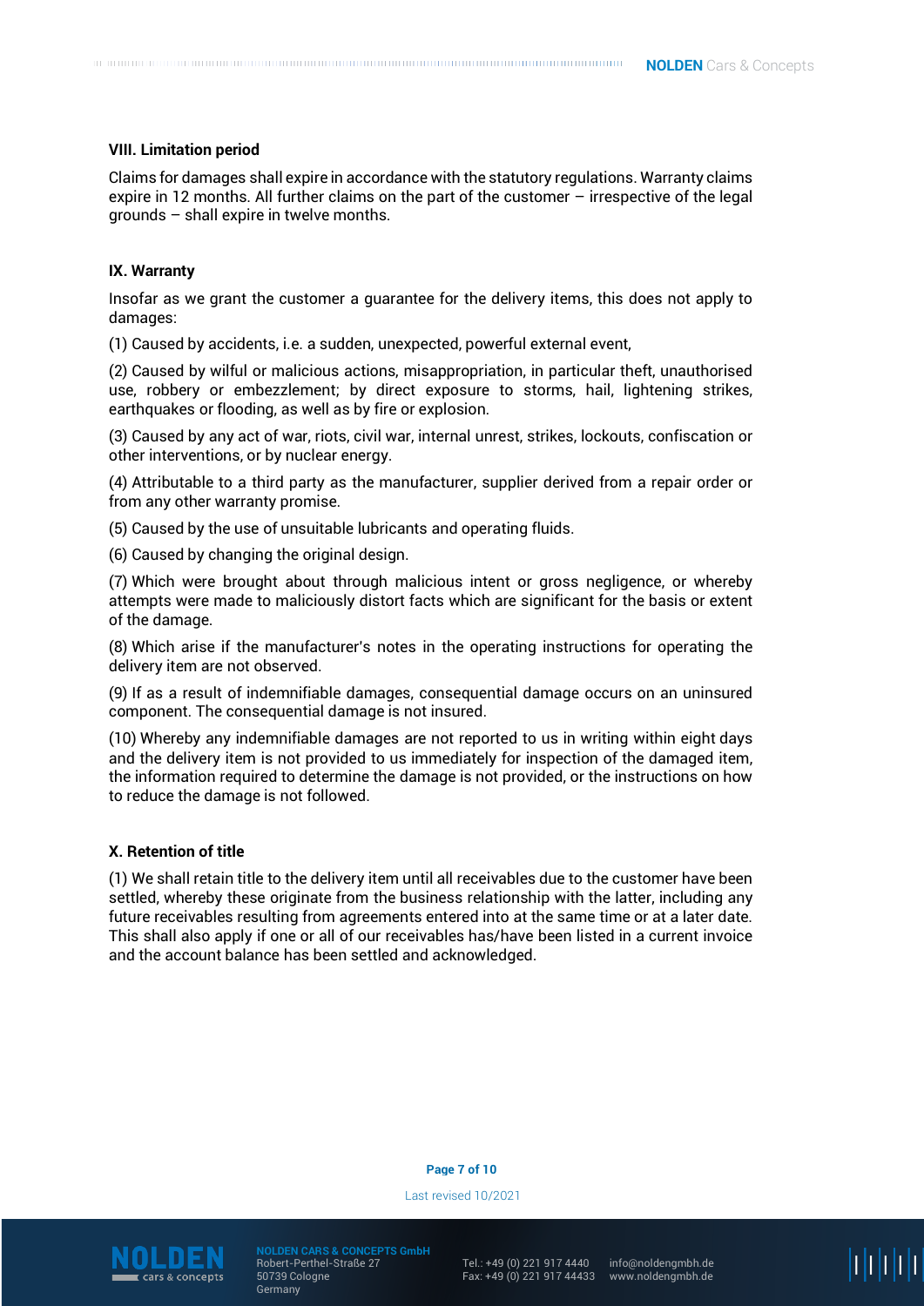## VIII. Limitation period

Claims for damages shall expire in accordance with the statutory regulations. Warranty claims expire in 12 months. All further claims on the part of the customer – irrespective of the legal grounds – shall expire in twelve months.

## IX. Warranty

Insofar as we grant the customer a guarantee for the delivery items, this does not apply to damages:

(1) Caused by accidents, i.e. a sudden, unexpected, powerful external event,

(2) Caused by wilful or malicious actions, misappropriation, in particular theft, unauthorised use, robbery or embezzlement; by direct exposure to storms, hail, lightening strikes, earthquakes or flooding, as well as by fire or explosion.

(3) Caused by any act of war, riots, civil war, internal unrest, strikes, lockouts, confiscation or other interventions, or by nuclear energy.

(4) Attributable to a third party as the manufacturer, supplier derived from a repair order or from any other warranty promise.

(5) Caused by the use of unsuitable lubricants and operating fluids.

(6) Caused by changing the original design.

(7) Which were brought about through malicious intent or gross negligence, or whereby attempts were made to maliciously distort facts which are significant for the basis or extent of the damage.

(8) Which arise if the manufacturer's notes in the operating instructions for operating the delivery item are not observed.

(9) If as a result of indemnifiable damages, consequential damage occurs on an uninsured component. The consequential damage is not insured.

(10) Whereby any indemnifiable damages are not reported to us in writing within eight days and the delivery item is not provided to us immediately for inspection of the damaged item, the information required to determine the damage is not provided, or the instructions on how to reduce the damage is not followed.

## X. Retention of title

(1) We shall retain title to the delivery item until all receivables due to the customer have been settled, whereby these originate from the business relationship with the latter, including any future receivables resulting from agreements entered into at the same time or at a later date. This shall also apply if one or all of our receivables has/have been listed in a current invoice and the account balance has been settled and acknowledged.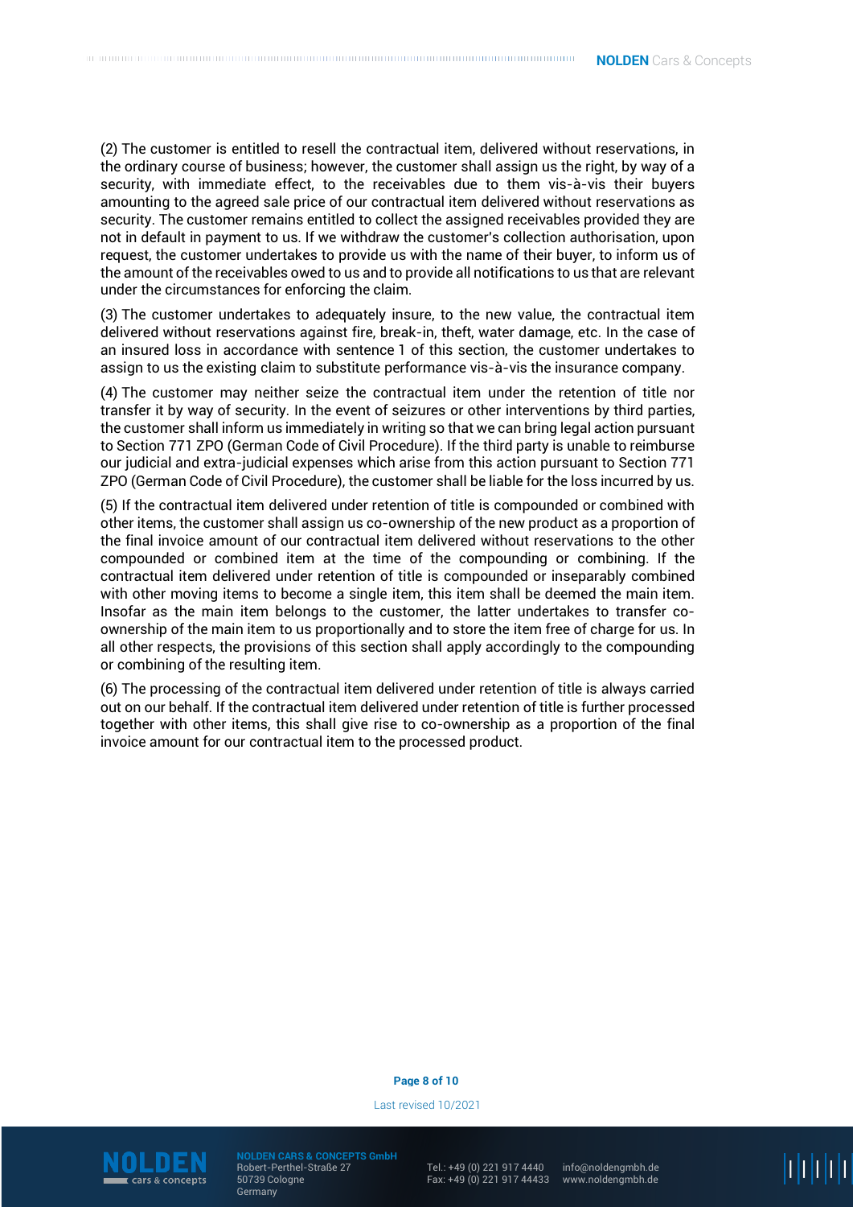(2) The customer is entitled to resell the contractual item, delivered without reservations, in the ordinary course of business; however, the customer shall assign us the right, by way of a security, with immediate effect, to the receivables due to them vis-à-vis their buyers amounting to the agreed sale price of our contractual item delivered without reservations as security. The customer remains entitled to collect the assigned receivables provided they are not in default in payment to us. If we withdraw the customer's collection authorisation, upon request, the customer undertakes to provide us with the name of their buyer, to inform us of the amount of the receivables owed to us and to provide all notifications to us that are relevant under the circumstances for enforcing the claim.

(3) The customer undertakes to adequately insure, to the new value, the contractual item delivered without reservations against fire, break-in, theft, water damage, etc. In the case of an insured loss in accordance with sentence 1 of this section, the customer undertakes to assign to us the existing claim to substitute performance vis-à-vis the insurance company.

(4) The customer may neither seize the contractual item under the retention of title nor transfer it by way of security. In the event of seizures or other interventions by third parties, the customer shall inform us immediately in writing so that we can bring legal action pursuant to Section 771 ZPO (German Code of Civil Procedure). If the third party is unable to reimburse our judicial and extra-judicial expenses which arise from this action pursuant to Section 771 ZPO (German Code of Civil Procedure), the customer shall be liable for the loss incurred by us.

(5) If the contractual item delivered under retention of title is compounded or combined with other items, the customer shall assign us co-ownership of the new product as a proportion of the final invoice amount of our contractual item delivered without reservations to the other compounded or combined item at the time of the compounding or combining. If the contractual item delivered under retention of title is compounded or inseparably combined with other moving items to become a single item, this item shall be deemed the main item. Insofar as the main item belongs to the customer, the latter undertakes to transfer co-ownership of the main item to us proportionally and to store the item free of charge for us. In all other respects, the provisions of this section shall apply accordingly to the compounding or combining of the resulting item.

(6) The processing of the contractual item delivered under retention of title is always carried out on our behalf. If the contractual item delivered under retention of title is further processed together with other items, this shall give rise to co-ownership as a proportion of the final invoice amount for our contractual item to the processed product.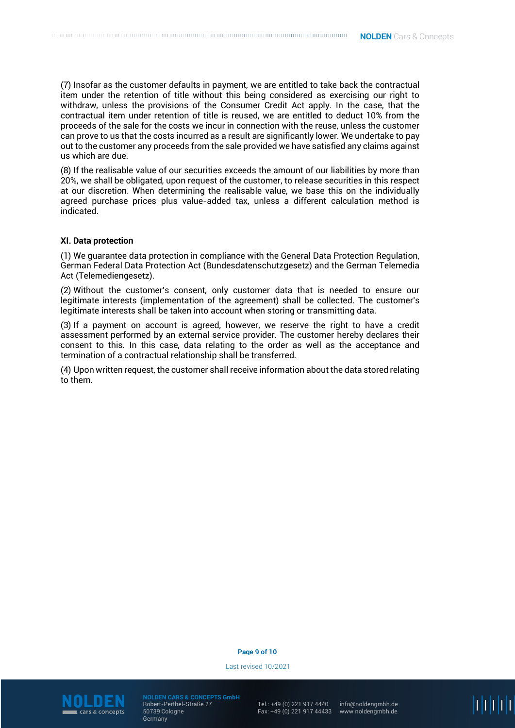(7) Insofar as the customer defaults in payment, we are entitled to take back the contractual item under the retention of title without this being considered as exercising our right to withdraw, unless the provisions of the Consumer Credit Act apply. In the case, that the contractual item under retention of title is reused, we are entitled to deduct 10% from the proceeds of the sale for the costs we incur in connection with the reuse, unless the customer can prove to us that the costs incurred as a result are significantly lower. We undertake to pay out to the customer any proceeds from the sale provided we have satisfied any claims against us which are due.

(8) If the realisable value of our securities exceeds the amount of our liabilities by more than 20%, we shall be obligated, upon request of the customer, to release securities in this respect at our discretion. When determining the realisable value, we base this on the individually agreed purchase prices plus value-added tax, unless a different calculation method is indicated.

## XI. Data protection

(1) We guarantee data protection in compliance with the General Data Protection Regulation, German Federal Data Protection Act (Bundesdatenschutzgesetz) and the German Telemedia Act (Telemediengesetz).

(2) Without the customer's consent, only customer data that is needed to ensure our legitimate interests (implementation of the agreement) shall be collected. The customer's legitimate interests shall be taken into account when storing or transmitting data.

(3) If a payment on account is agreed, however, we reserve the right to have a credit assessment performed by an external service provider. The customer hereby declares their consent to this. In this case, data relating to the order as well as the acceptance and termination of a contractual relationship shall be transferred.

(4) Upon written request, the customer shall receive information about the data stored relating to them.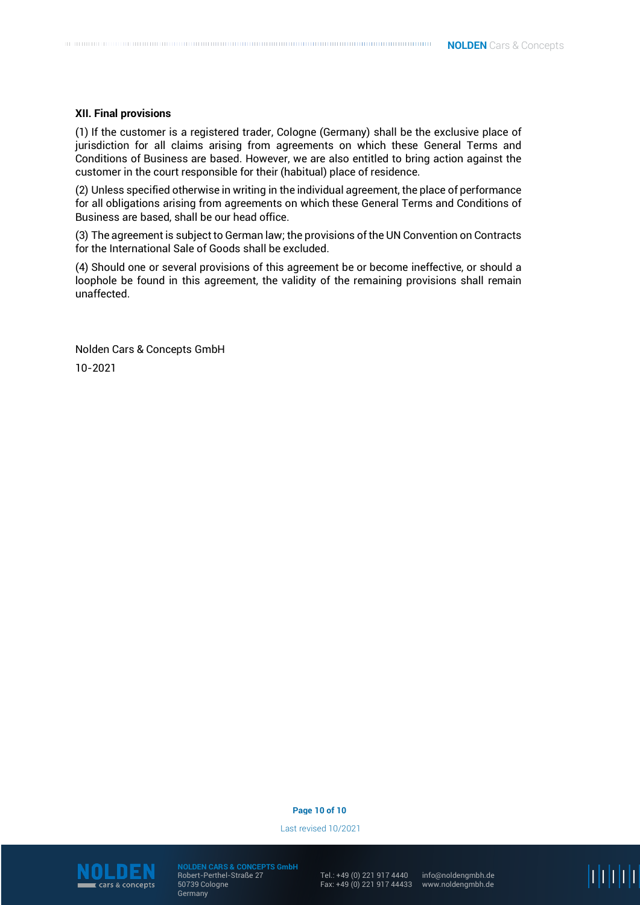**XII. Final provisions**

(1) If the customer is a registered trader, Cologne (Germany) shall be the exclusive place of jurisdiction for all claims arising from agreements on which these General Terms and Conditions of Business are based. However, we are also entitled to bring action against the customer in the court responsible for their (habitual) place of residence.

(2) Unless specified otherwise in writing in the individual agreement, the place of performance for all obligations arising from agreements on which these General Terms and Conditions of Business are based, shall be our head office.

(3) The agreement is subject to German law; the provisions of the UN Convention on Contracts for the International Sale of Goods shall be excluded.

(4) Should one or several provisions of this agreement be or become ineffective, or should a loophole be found in this agreement, the validity of the remaining provisions shall remain unaffected.

Nolden Cars & Concepts GmbH

10-2021